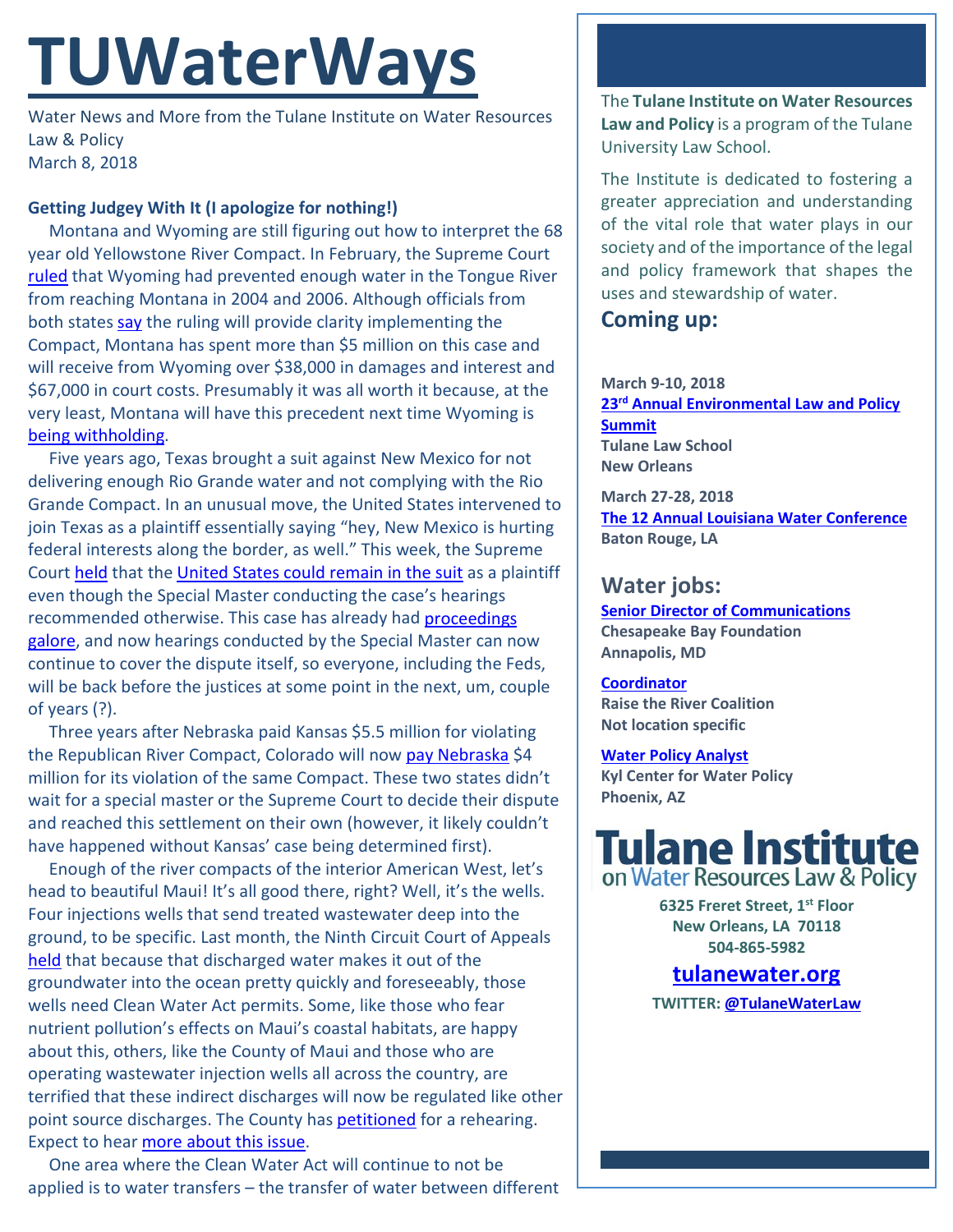# TUWaterWays

Water News and More from the Tulane Institute on Water Resources Law & Policy
March 8, 2018

**Getting Judgey With It (I apologize for nothing!)**

Montana and Wyoming are still figuring out how to interpret the 68 year old Yellowstone River Compact. In February, the Supreme Court ruled that Wyoming had prevented enough water in the Tongue River from reaching Montana in 2004 and 2006. Although officials from both states say the ruling will provide clarity implementing the Compact, Montana has spent more than $5 million on this case and will receive from Wyoming over $38,000 in damages and interest and $67,000 in court costs. Presumably it was all worth it because, at the very least, Montana will have this precedent next time Wyoming is being withholding.

Five years ago, Texas brought a suit against New Mexico for not delivering enough Rio Grande water and not complying with the Rio Grande Compact. In an unusual move, the United States intervened to join Texas as a plaintiff essentially saying "hey, New Mexico is hurting federal interests along the border, as well." This week, the Supreme Court held that the United States could remain in the suit as a plaintiff even though the Special Master conducting the case's hearings recommended otherwise. This case has already had proceedings galore, and now hearings conducted by the Special Master can now continue to cover the dispute itself, so everyone, including the Feds, will be back before the justices at some point in the next, um, couple of years (?).

Three years after Nebraska paid Kansas $5.5 million for violating the Republican River Compact, Colorado will now pay Nebraska $4 million for its violation of the same Compact. These two states didn't wait for a special master or the Supreme Court to decide their dispute and reached this settlement on their own (however, it likely couldn't have happened without Kansas' case being determined first).

Enough of the river compacts of the interior American West, let's head to beautiful Maui! It's all good there, right? Well, it's the wells. Four injections wells that send treated wastewater deep into the ground, to be specific. Last month, the Ninth Circuit Court of Appeals held that because that discharged water makes it out of the groundwater into the ocean pretty quickly and foreseeably, those wells need Clean Water Act permits. Some, like those who fear nutrient pollution's effects on Maui's coastal habitats, are happy about this, others, like the County of Maui and those who are operating wastewater injection wells all across the country, are terrified that these indirect discharges will now be regulated like other point source discharges. The County has petitioned for a rehearing. Expect to hear more about this issue.

One area where the Clean Water Act will continue to not be applied is to water transfers – the transfer of water between different

---

The **Tulane Institute on Water Resources Law and Policy** is a program of the Tulane University Law School.

The Institute is dedicated to fostering a greater appreciation and understanding of the vital role that water plays in our society and of the importance of the legal and policy framework that shapes the uses and stewardship of water.

## Coming up:

**March 9-10, 2018**
**23rd Annual Environmental Law and Policy Summit**
**Tulane Law School**
**New Orleans**

**March 27-28, 2018**
**The 12 Annual Louisiana Water Conference**
**Baton Rouge, LA**

## Water jobs:

**Senior Director of Communications**
**Chesapeake Bay Foundation**
**Annapolis, MD**

**Coordinator**
**Raise the River Coalition**
**Not location specific**

**Water Policy Analyst**
**Kyl Center for Water Policy**
**Phoenix, AZ**

**Tulane Institute on Water Resources Law & Policy**

**6325 Freret Street, 1st Floor**
**New Orleans, LA 70118**
**504-865-5982**

**tulanewater.org**

**TWITTER: @TulaneWaterLaw**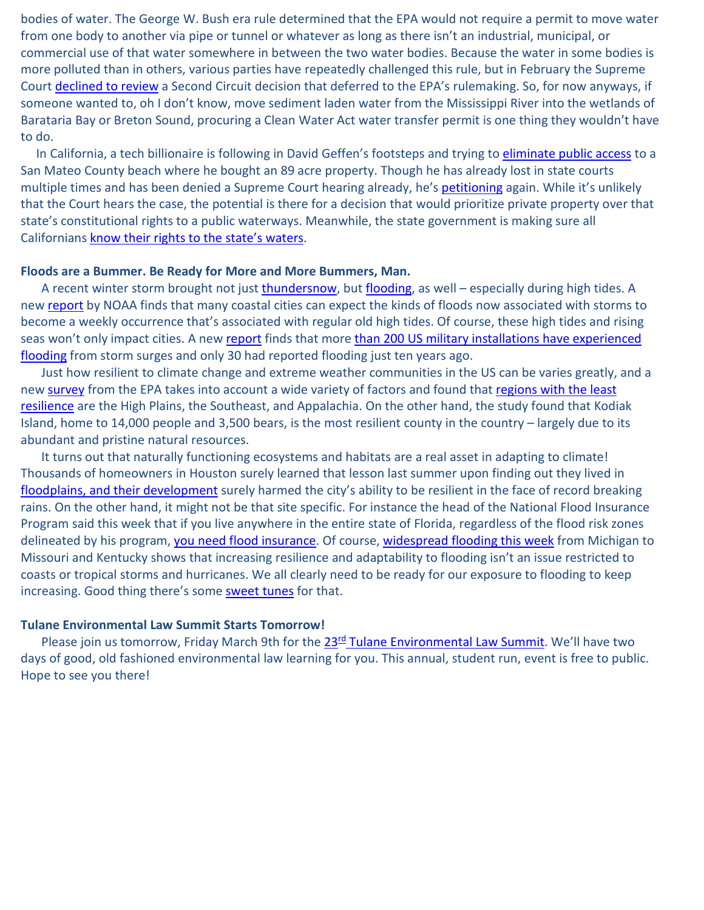bodies of water. The George W. Bush era rule determined that the EPA would not require a permit to move water from one body to another via pipe or tunnel or whatever as long as there isn't an industrial, municipal, or commercial use of that water somewhere in between the two water bodies. Because the water in some bodies is more polluted than in others, various parties have repeatedly challenged this rule, but in February the Supreme Court declined to review a Second Circuit decision that deferred to the EPA's rulemaking. So, for now anyways, if someone wanted to, oh I don't know, move sediment laden water from the Mississippi River into the wetlands of Barataria Bay or Breton Sound, procuring a Clean Water Act water transfer permit is one thing they wouldn't have to do.

In California, a tech billionaire is following in David Geffen's footsteps and trying to eliminate public access to a San Mateo County beach where he bought an 89 acre property. Though he has already lost in state courts multiple times and has been denied a Supreme Court hearing already, he's petitioning again. While it's unlikely that the Court hears the case, the potential is there for a decision that would prioritize private property over that state's constitutional rights to a public waterways. Meanwhile, the state government is making sure all Californians know their rights to the state's waters.

**Floods are a Bummer. Be Ready for More and More Bummers, Man.**

A recent winter storm brought not just thundersnow, but flooding, as well – especially during high tides. A new report by NOAA finds that many coastal cities can expect the kinds of floods now associated with storms to become a weekly occurrence that's associated with regular old high tides. Of course, these high tides and rising seas won't only impact cities. A new report finds that more than 200 US military installations have experienced flooding from storm surges and only 30 had reported flooding just ten years ago.

Just how resilient to climate change and extreme weather communities in the US can be varies greatly, and a new survey from the EPA takes into account a wide variety of factors and found that regions with the least resilience are the High Plains, the Southeast, and Appalachia. On the other hand, the study found that Kodiak Island, home to 14,000 people and 3,500 bears, is the most resilient county in the country – largely due to its abundant and pristine natural resources.

It turns out that naturally functioning ecosystems and habitats are a real asset in adapting to climate! Thousands of homeowners in Houston surely learned that lesson last summer upon finding out they lived in floodplains, and their development surely harmed the city's ability to be resilient in the face of record breaking rains. On the other hand, it might not be that site specific. For instance the head of the National Flood Insurance Program said this week that if you live anywhere in the entire state of Florida, regardless of the flood risk zones delineated by his program, you need flood insurance. Of course, widespread flooding this week from Michigan to Missouri and Kentucky shows that increasing resilience and adaptability to flooding isn't an issue restricted to coasts or tropical storms and hurricanes. We all clearly need to be ready for our exposure to flooding to keep increasing. Good thing there's some sweet tunes for that.

**Tulane Environmental Law Summit Starts Tomorrow!**

Please join us tomorrow, Friday March 9th for the 23rd Tulane Environmental Law Summit. We'll have two days of good, old fashioned environmental law learning for you. This annual, student run, event is free to public. Hope to see you there!